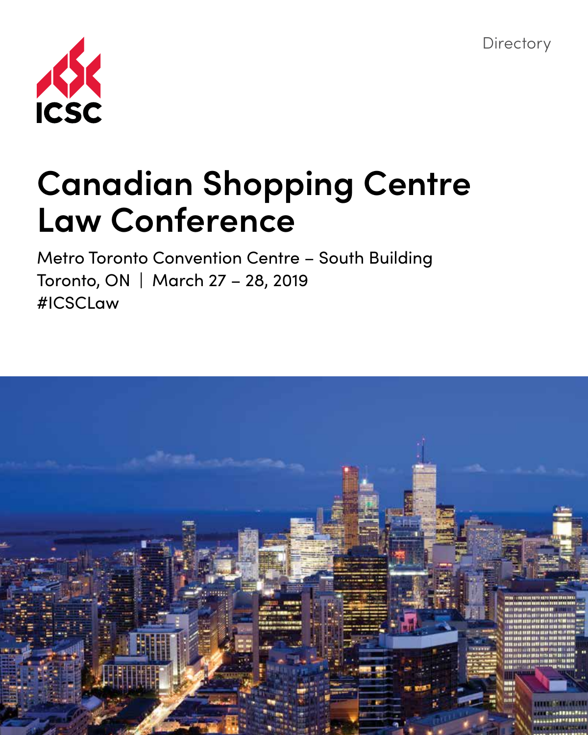Directory

ICSC

# Canadian Shopping Centre Law Conference

Metro Toronto Convention Centre – South Building
Toronto, ON | March 27 – 28, 2019
#ICSCLaw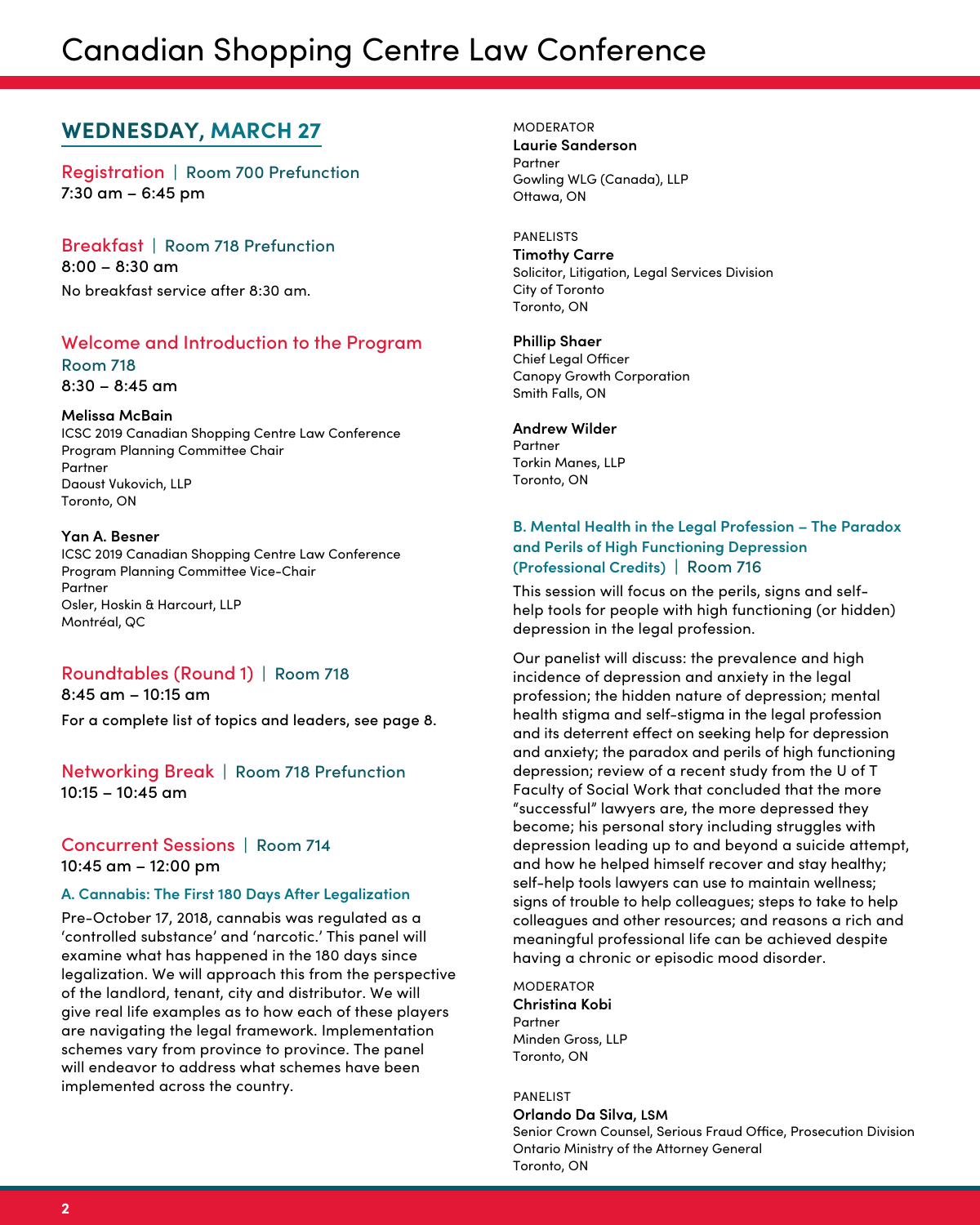# Canadian Shopping Centre Law Conference

## WEDNESDAY, MARCH 27

### Registration | Room 700 Prefunction
7:30 am – 6:45 pm

### Breakfast | Room 718 Prefunction
8:00 – 8:30 am

No breakfast service after 8:30 am.

### Welcome and Introduction to the Program
Room 718
8:30 – 8:45 am

**Melissa McBain**
ICSC 2019 Canadian Shopping Centre Law Conference
Program Planning Committee Chair
Partner
Daoust Vukovich, LLP
Toronto, ON

**Yan A. Besner**
ICSC 2019 Canadian Shopping Centre Law Conference
Program Planning Committee Vice-Chair
Partner
Osler, Hoskin & Harcourt, LLP
Montréal, QC

### Roundtables (Round 1) | Room 718
8:45 am – 10:15 am

For a complete list of topics and leaders, see page 8.

### Networking Break | Room 718 Prefunction
10:15 – 10:45 am

### Concurrent Sessions | Room 714
10:45 am – 12:00 pm

#### A. Cannabis: The First 180 Days After Legalization

Pre-October 17, 2018, cannabis was regulated as a 'controlled substance' and 'narcotic.' This panel will examine what has happened in the 180 days since legalization. We will approach this from the perspective of the landlord, tenant, city and distributor. We will give real life examples as to how each of these players are navigating the legal framework. Implementation schemes vary from province to province. The panel will endeavor to address what schemes have been implemented across the country.

MODERATOR
**Laurie Sanderson**
Partner
Gowling WLG (Canada), LLP
Ottawa, ON

PANELISTS
**Timothy Carre**
Solicitor, Litigation, Legal Services Division
City of Toronto
Toronto, ON

**Phillip Shaer**
Chief Legal Officer
Canopy Growth Corporation
Smith Falls, ON

**Andrew Wilder**
Partner
Torkin Manes, LLP
Toronto, ON

#### B. Mental Health in the Legal Profession – The Paradox and Perils of High Functioning Depression (Professional Credits) | Room 716

This session will focus on the perils, signs and self-help tools for people with high functioning (or hidden) depression in the legal profession.

Our panelist will discuss: the prevalence and high incidence of depression and anxiety in the legal profession; the hidden nature of depression; mental health stigma and self-stigma in the legal profession and its deterrent effect on seeking help for depression and anxiety; the paradox and perils of high functioning depression; review of a recent study from the U of T Faculty of Social Work that concluded that the more "successful" lawyers are, the more depressed they become; his personal story including struggles with depression leading up to and beyond a suicide attempt, and how he helped himself recover and stay healthy; self-help tools lawyers can use to maintain wellness; signs of trouble to help colleagues; steps to take to help colleagues and other resources; and reasons a rich and meaningful professional life can be achieved despite having a chronic or episodic mood disorder.

MODERATOR
**Christina Kobi**
Partner
Minden Gross, LLP
Toronto, ON

PANELIST
**Orlando Da Silva, LSM**
Senior Crown Counsel, Serious Fraud Office, Prosecution Division
Ontario Ministry of the Attorney General
Toronto, ON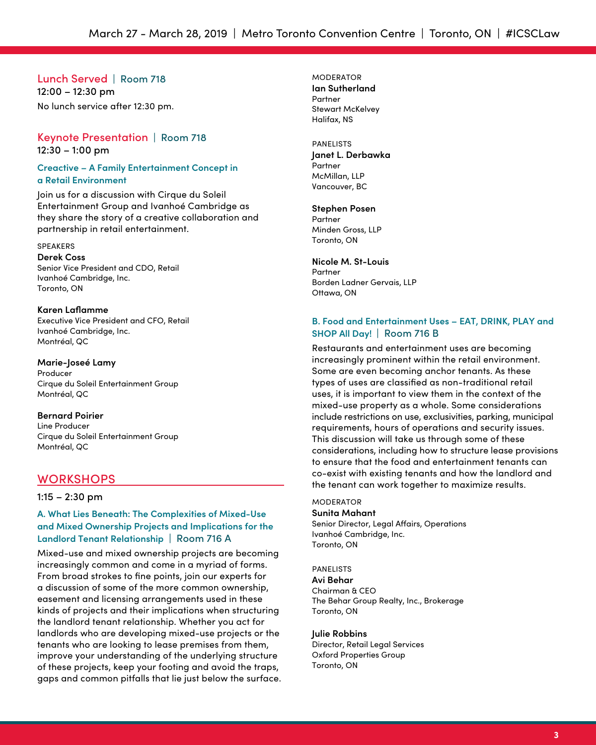## Lunch Served | Room 718

12:00 – 12:30 pm

No lunch service after 12:30 pm.

## Keynote Presentation | Room 718

12:30 – 1:00 pm

### Creactive – A Family Entertainment Concept in a Retail Environment

Join us for a discussion with Cirque du Soleil Entertainment Group and Ivanhoé Cambridge as they share the story of a creative collaboration and partnership in retail entertainment.

SPEAKERS

**Derek Coss**
Senior Vice President and CDO, Retail
Ivanhoé Cambridge, Inc.
Toronto, ON

**Karen Laflamme**
Executive Vice President and CFO, Retail
Ivanhoé Cambridge, Inc.
Montréal, QC

**Marie-Joseeé Lamy**
Producer
Cirque du Soleil Entertainment Group
Montréal, QC

**Bernard Poirier**
Line Producer
Cirque du Soleil Entertainment Group
Montréal, QC

## WORKSHOPS

1:15 – 2:30 pm

### A. What Lies Beneath: The Complexities of Mixed-Use and Mixed Ownership Projects and Implications for the Landlord Tenant Relationship | Room 716 A

Mixed-use and mixed ownership projects are becoming increasingly common and come in a myriad of forms. From broad strokes to fine points, join our experts for a discussion of some of the more common ownership, easement and licensing arrangements used in these kinds of projects and their implications when structuring the landlord tenant relationship. Whether you act for landlords who are developing mixed-use projects or the tenants who are looking to lease premises from them, improve your understanding of the underlying structure of these projects, keep your footing and avoid the traps, gaps and common pitfalls that lie just below the surface.

MODERATOR

**Ian Sutherland**
Partner
Stewart McKelvey
Halifax, NS

PANELISTS

**Janet L. Derbawka**
Partner
McMillan, LLP
Vancouver, BC

**Stephen Posen**
Partner
Minden Gross, LLP
Toronto, ON

**Nicole M. St-Louis**
Partner
Borden Ladner Gervais, LLP
Ottawa, ON

### B. Food and Entertainment Uses – EAT, DRINK, PLAY and SHOP All Day! | Room 716 B

Restaurants and entertainment uses are becoming increasingly prominent within the retail environment. Some are even becoming anchor tenants. As these types of uses are classified as non-traditional retail uses, it is important to view them in the context of the mixed-use property as a whole. Some considerations include restrictions on use, exclusivities, parking, municipal requirements, hours of operations and security issues. This discussion will take us through some of these considerations, including how to structure lease provisions to ensure that the food and entertainment tenants can co-exist with existing tenants and how the landlord and the tenant can work together to maximize results.

MODERATOR

**Sunita Mahant**
Senior Director, Legal Affairs, Operations
Ivanhoé Cambridge, Inc.
Toronto, ON

PANELISTS

**Avi Behar**
Chairman & CEO
The Behar Group Realty, Inc., Brokerage
Toronto, ON

**Julie Robbins**
Director, Retail Legal Services
Oxford Properties Group
Toronto, ON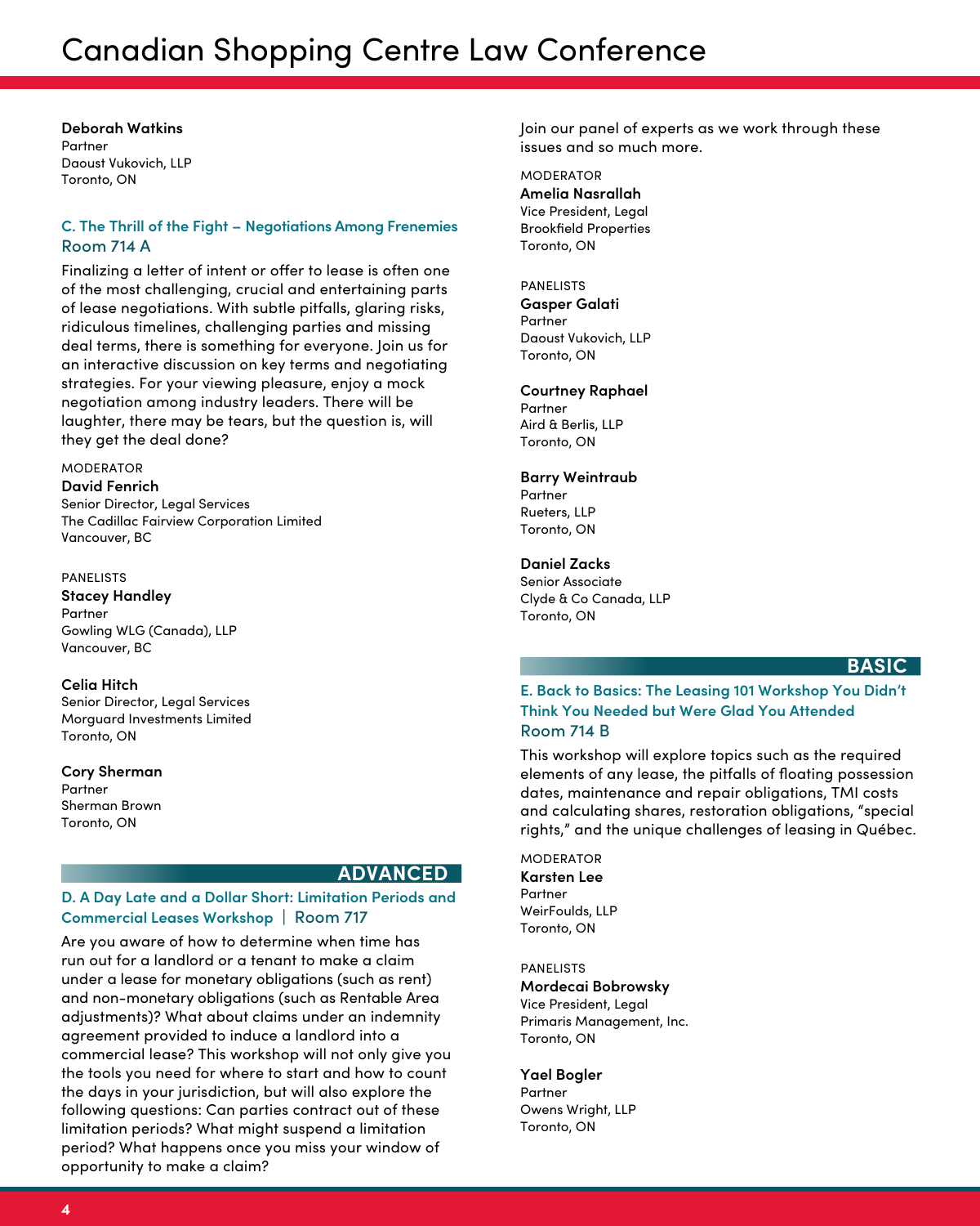**Deborah Watkins**
Partner
Daoust Vukovich, LLP
Toronto, ON

### C. The Thrill of the Fight – Negotiations Among Frenemies
### Room 714 A

Finalizing a letter of intent or offer to lease is often one of the most challenging, crucial and entertaining parts of lease negotiations. With subtle pitfalls, glaring risks, ridiculous timelines, challenging parties and missing deal terms, there is something for everyone. Join us for an interactive discussion on key terms and negotiating strategies. For your viewing pleasure, enjoy a mock negotiation among industry leaders. There will be laughter, there may be tears, but the question is, will they get the deal done?

MODERATOR

**David Fenrich**
Senior Director, Legal Services
The Cadillac Fairview Corporation Limited
Vancouver, BC

PANELISTS

**Stacey Handley**
Partner
Gowling WLG (Canada), LLP
Vancouver, BC

**Celia Hitch**
Senior Director, Legal Services
Morguard Investments Limited
Toronto, ON

**Cory Sherman**
Partner
Sherman Brown
Toronto, ON

**ADVANCED**

### D. A Day Late and a Dollar Short: Limitation Periods and Commercial Leases Workshop | Room 717

Are you aware of how to determine when time has run out for a landlord or a tenant to make a claim under a lease for monetary obligations (such as rent) and non-monetary obligations (such as Rentable Area adjustments)? What about claims under an indemnity agreement provided to induce a landlord into a commercial lease? This workshop will not only give you the tools you need for where to start and how to count the days in your jurisdiction, but will also explore the following questions: Can parties contract out of these limitation periods? What might suspend a limitation period? What happens once you miss your window of opportunity to make a claim? Join our panel of experts as we work through these issues and so much more.

MODERATOR

**Amelia Nasrallah**
Vice President, Legal
Brookfield Properties
Toronto, ON

PANELISTS

**Gasper Galati**
Partner
Daoust Vukovich, LLP
Toronto, ON

**Courtney Raphael**
Partner
Aird & Berlis, LLP
Toronto, ON

**Barry Weintraub**
Partner
Rueters, LLP
Toronto, ON

**Daniel Zacks**
Senior Associate
Clyde & Co Canada, LLP
Toronto, ON

**BASIC**

### E. Back to Basics: The Leasing 101 Workshop You Didn't Think You Needed but Were Glad You Attended
### Room 714 B

This workshop will explore topics such as the required elements of any lease, the pitfalls of floating possession dates, maintenance and repair obligations, TMI costs and calculating shares, restoration obligations, "special rights," and the unique challenges of leasing in Québec.

MODERATOR

**Karsten Lee**
Partner
WeirFoulds, LLP
Toronto, ON

PANELISTS

**Mordecai Bobrowsky**
Vice President, Legal
Primaris Management, Inc.
Toronto, ON

**Yael Bogler**
Partner
Owens Wright, LLP
Toronto, ON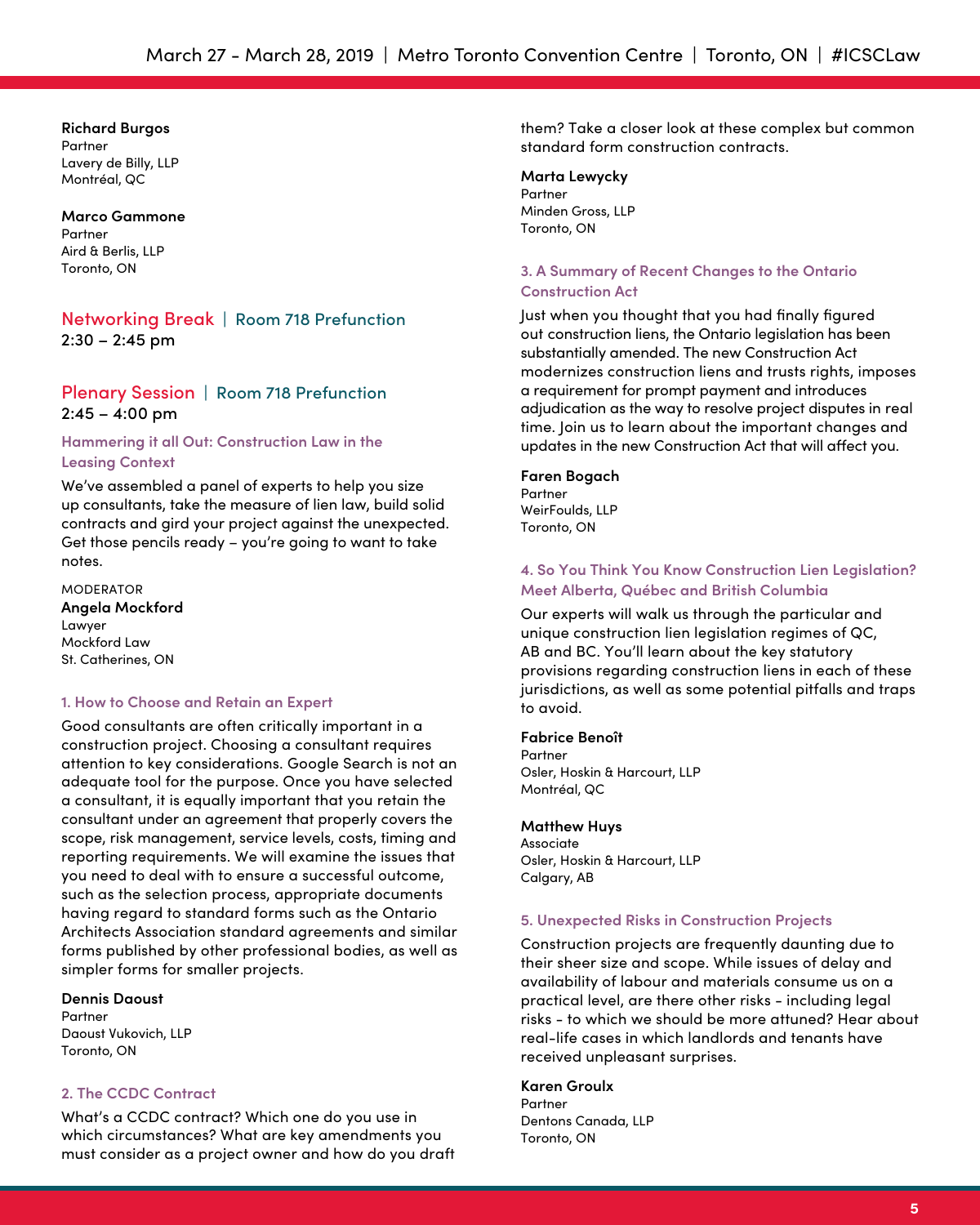**Richard Burgos**
Partner
Lavery de Billy, LLP
Montréal, QC

**Marco Gammone**
Partner
Aird & Berlis, LLP
Toronto, ON

## Networking Break | Room 718 Prefunction

2:30 – 2:45 pm

## Plenary Session | Room 718 Prefunction

2:45 – 4:00 pm

### Hammering it all Out: Construction Law in the Leasing Context

We've assembled a panel of experts to help you size up consultants, take the measure of lien law, build solid contracts and gird your project against the unexpected. Get those pencils ready – you're going to want to take notes.

MODERATOR
**Angela Mockford**
Lawyer
Mockford Law
St. Catherines, ON

### 1. How to Choose and Retain an Expert

Good consultants are often critically important in a construction project. Choosing a consultant requires attention to key considerations. Google Search is not an adequate tool for the purpose. Once you have selected a consultant, it is equally important that you retain the consultant under an agreement that properly covers the scope, risk management, service levels, costs, timing and reporting requirements. We will examine the issues that you need to deal with to ensure a successful outcome, such as the selection process, appropriate documents having regard to standard forms such as the Ontario Architects Association standard agreements and similar forms published by other professional bodies, as well as simpler forms for smaller projects.

**Dennis Daoust**
Partner
Daoust Vukovich, LLP
Toronto, ON

### 2. The CCDC Contract

What's a CCDC contract? Which one do you use in which circumstances? What are key amendments you must consider as a project owner and how do you draft them? Take a closer look at these complex but common standard form construction contracts.

**Marta Lewycky**
Partner
Minden Gross, LLP
Toronto, ON

### 3. A Summary of Recent Changes to the Ontario Construction Act

Just when you thought that you had finally figured out construction liens, the Ontario legislation has been substantially amended. The new Construction Act modernizes construction liens and trusts rights, imposes a requirement for prompt payment and introduces adjudication as the way to resolve project disputes in real time. Join us to learn about the important changes and updates in the new Construction Act that will affect you.

**Faren Bogach**
Partner
WeirFoulds, LLP
Toronto, ON

### 4. So You Think You Know Construction Lien Legislation? Meet Alberta, Québec and British Columbia

Our experts will walk us through the particular and unique construction lien legislation regimes of QC, AB and BC. You'll learn about the key statutory provisions regarding construction liens in each of these jurisdictions, as well as some potential pitfalls and traps to avoid.

**Fabrice Benoît**
Partner
Osler, Hoskin & Harcourt, LLP
Montréal, QC

**Matthew Huys**
Associate
Osler, Hoskin & Harcourt, LLP
Calgary, AB

### 5. Unexpected Risks in Construction Projects

Construction projects are frequently daunting due to their sheer size and scope. While issues of delay and availability of labour and materials consume us on a practical level, are there other risks - including legal risks - to which we should be more attuned? Hear about real-life cases in which landlords and tenants have received unpleasant surprises.

**Karen Groulx**
Partner
Dentons Canada, LLP
Toronto, ON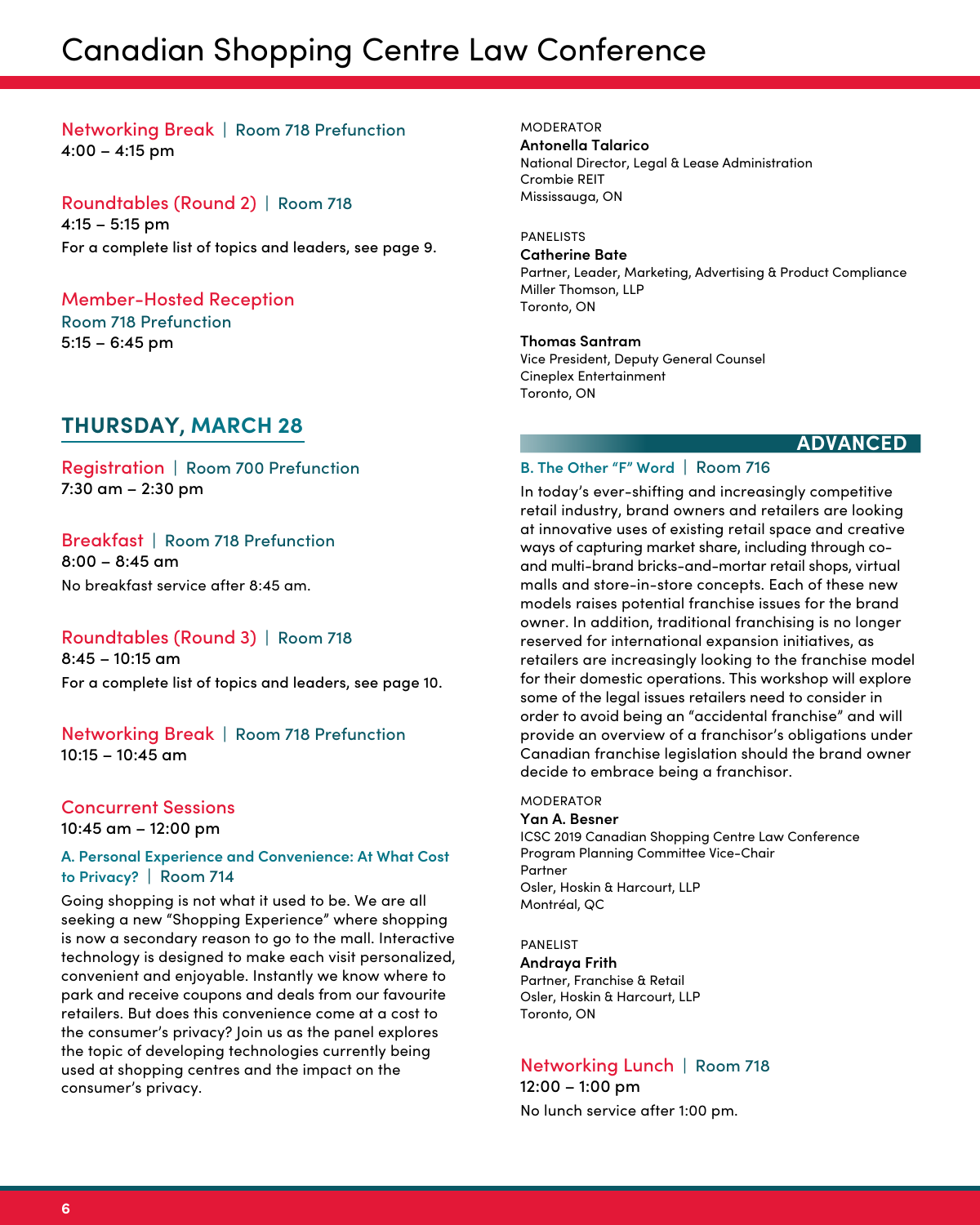# Canadian Shopping Centre Law Conference

### Networking Break | Room 718 Prefunction

4:00 – 4:15 pm

### Roundtables (Round 2) | Room 718

4:15 – 5:15 pm

For a complete list of topics and leaders, see page 9.

### Member-Hosted Reception

Room 718 Prefunction

5:15 – 6:45 pm

## THURSDAY, MARCH 28

### Registration | Room 700 Prefunction

7:30 am – 2:30 pm

### Breakfast | Room 718 Prefunction

8:00 – 8:45 am

No breakfast service after 8:45 am.

### Roundtables (Round 3) | Room 718

8:45 – 10:15 am

For a complete list of topics and leaders, see page 10.

### Networking Break | Room 718 Prefunction

10:15 – 10:45 am

### Concurrent Sessions

10:45 am – 12:00 pm

#### A. Personal Experience and Convenience: At What Cost to Privacy? | Room 714

Going shopping is not what it used to be. We are all seeking a new "Shopping Experience" where shopping is now a secondary reason to go to the mall. Interactive technology is designed to make each visit personalized, convenient and enjoyable. Instantly we know where to park and receive coupons and deals from our favourite retailers. But does this convenience come at a cost to the consumer's privacy? Join us as the panel explores the topic of developing technologies currently being used at shopping centres and the impact on the consumer's privacy.

MODERATOR

**Antonella Talarico**
National Director, Legal & Lease Administration
Crombie REIT
Mississauga, ON

PANELISTS

**Catherine Bate**
Partner, Leader, Marketing, Advertising & Product Compliance
Miller Thomson, LLP
Toronto, ON

**Thomas Santram**
Vice President, Deputy General Counsel
Cineplex Entertainment
Toronto, ON

**ADVANCED**

#### B. The Other "F" Word | Room 716

In today's ever-shifting and increasingly competitive retail industry, brand owners and retailers are looking at innovative uses of existing retail space and creative ways of capturing market share, including through co- and multi-brand bricks-and-mortar retail shops, virtual malls and store-in-store concepts. Each of these new models raises potential franchise issues for the brand owner. In addition, traditional franchising is no longer reserved for international expansion initiatives, as retailers are increasingly looking to the franchise model for their domestic operations. This workshop will explore some of the legal issues retailers need to consider in order to avoid being an "accidental franchise" and will provide an overview of a franchisor's obligations under Canadian franchise legislation should the brand owner decide to embrace being a franchisor.

MODERATOR

**Yan A. Besner**
ICSC 2019 Canadian Shopping Centre Law Conference Program Planning Committee Vice-Chair
Partner
Osler, Hoskin & Harcourt, LLP
Montréal, QC

PANELIST

**Andraya Frith**
Partner, Franchise & Retail
Osler, Hoskin & Harcourt, LLP
Toronto, ON

### Networking Lunch | Room 718

12:00 – 1:00 pm

No lunch service after 1:00 pm.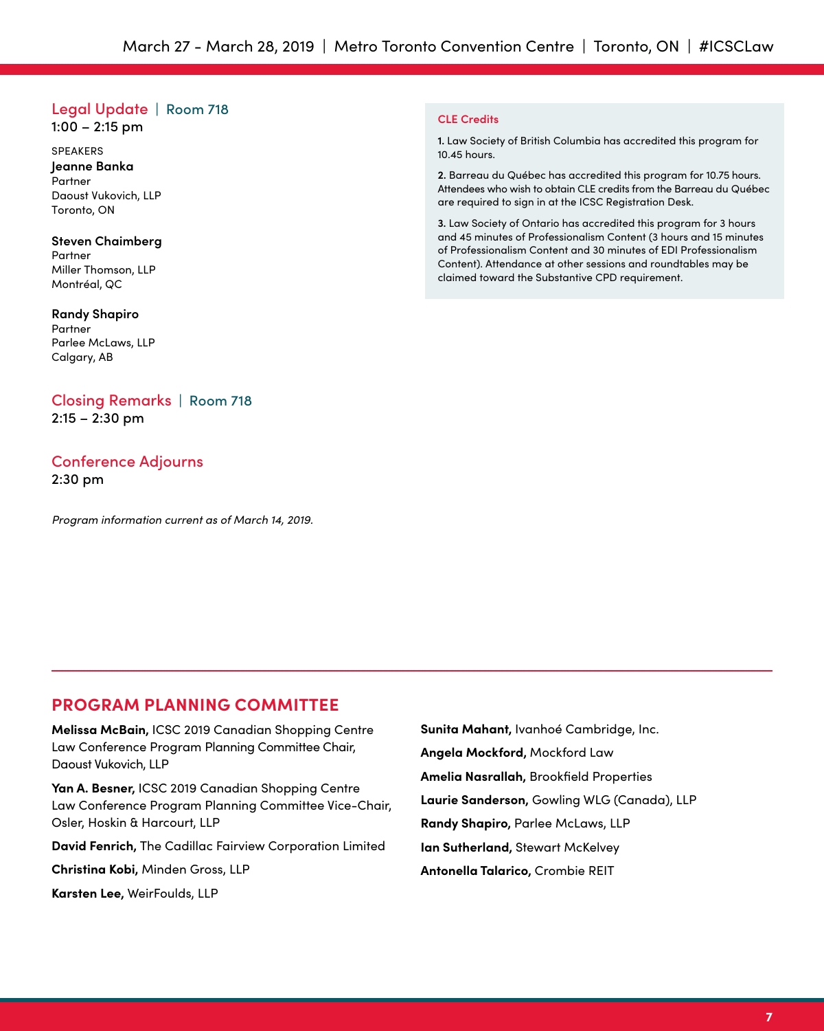## Legal Update | Room 718

1:00 – 2:15 pm

SPEAKERS

**Jeanne Banka**
Partner
Daoust Vukovich, LLP
Toronto, ON

**Steven Chaimberg**
Partner
Miller Thomson, LLP
Montréal, QC

**Randy Shapiro**
Partner
Parlee McLaws, LLP
Calgary, AB

## Closing Remarks | Room 718

2:15 – 2:30 pm

## Conference Adjourns

2:30 pm

*Program information current as of March 14, 2019.*

### CLE Credits

**1.** Law Society of British Columbia has accredited this program for 10.45 hours.

**2.** Barreau du Québec has accredited this program for 10.75 hours. Attendees who wish to obtain CLE credits from the Barreau du Québec are required to sign in at the ICSC Registration Desk.

**3.** Law Society of Ontario has accredited this program for 3 hours and 45 minutes of Professionalism Content (3 hours and 15 minutes of Professionalism Content and 30 minutes of EDI Professionalism Content). Attendance at other sessions and roundtables may be claimed toward the Substantive CPD requirement.

## PROGRAM PLANNING COMMITTEE

**Melissa McBain,** ICSC 2019 Canadian Shopping Centre Law Conference Program Planning Committee Chair, Daoust Vukovich, LLP

**Yan A. Besner,** ICSC 2019 Canadian Shopping Centre Law Conference Program Planning Committee Vice-Chair, Osler, Hoskin & Harcourt, LLP

**David Fenrich,** The Cadillac Fairview Corporation Limited

**Christina Kobi,** Minden Gross, LLP

**Karsten Lee,** WeirFoulds, LLP

**Sunita Mahant,** Ivanhoé Cambridge, Inc.

**Angela Mockford,** Mockford Law

**Amelia Nasrallah,** Brookfield Properties

**Laurie Sanderson,** Gowling WLG (Canada), LLP

**Randy Shapiro,** Parlee McLaws, LLP

**Ian Sutherland,** Stewart McKelvey

**Antonella Talarico,** Crombie REIT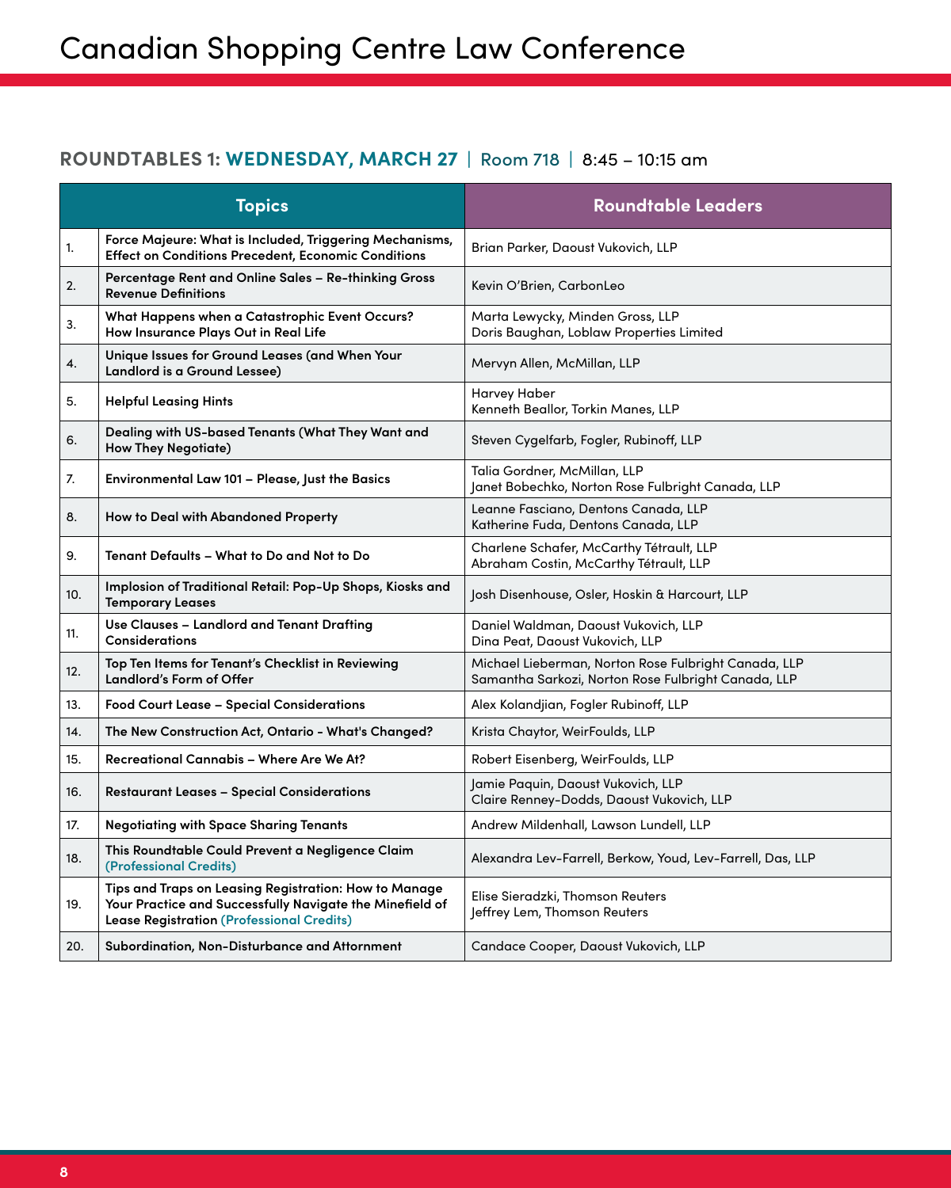# Canadian Shopping Centre Law Conference

## ROUNDTABLES 1: WEDNESDAY, MARCH 27 | Room 718 | 8:45 – 10:15 am

| | Topics | Roundtable Leaders |
|---|---|---|
| 1. | **Force Majeure: What is Included, Triggering Mechanisms, Effect on Conditions Precedent, Economic Conditions** | Brian Parker, Daoust Vukovich, LLP |
| 2. | **Percentage Rent and Online Sales – Re-thinking Gross Revenue Definitions** | Kevin O'Brien, CarbonLeo |
| 3. | **What Happens when a Catastrophic Event Occurs? How Insurance Plays Out in Real Life** | Marta Lewycky, Minden Gross, LLP<br>Doris Baughan, Loblaw Properties Limited |
| 4. | **Unique Issues for Ground Leases (and When Your Landlord is a Ground Lessee)** | Mervyn Allen, McMillan, LLP |
| 5. | **Helpful Leasing Hints** | Harvey Haber<br>Kenneth Beallor, Torkin Manes, LLP |
| 6. | **Dealing with US-based Tenants (What They Want and How They Negotiate)** | Steven Cygelfarb, Fogler, Rubinoff, LLP |
| 7. | **Environmental Law 101 – Please, Just the Basics** | Talia Gordner, McMillan, LLP<br>Janet Bobechko, Norton Rose Fulbright Canada, LLP |
| 8. | **How to Deal with Abandoned Property** | Leanne Fasciano, Dentons Canada, LLP<br>Katherine Fuda, Dentons Canada, LLP |
| 9. | **Tenant Defaults – What to Do and Not to Do** | Charlene Schafer, McCarthy Tétrault, LLP<br>Abraham Costin, McCarthy Tétrault, LLP |
| 10. | **Implosion of Traditional Retail: Pop-Up Shops, Kiosks and Temporary Leases** | Josh Disenhouse, Osler, Hoskin & Harcourt, LLP |
| 11. | **Use Clauses – Landlord and Tenant Drafting Considerations** | Daniel Waldman, Daoust Vukovich, LLP<br>Dina Peat, Daoust Vukovich, LLP |
| 12. | **Top Ten Items for Tenant's Checklist in Reviewing Landlord's Form of Offer** | Michael Lieberman, Norton Rose Fulbright Canada, LLP<br>Samantha Sarkozi, Norton Rose Fulbright Canada, LLP |
| 13. | **Food Court Lease – Special Considerations** | Alex Kolandjian, Fogler Rubinoff, LLP |
| 14. | **The New Construction Act, Ontario - What's Changed?** | Krista Chaytor, WeirFoulds, LLP |
| 15. | **Recreational Cannabis – Where Are We At?** | Robert Eisenberg, WeirFoulds, LLP |
| 16. | **Restaurant Leases – Special Considerations** | Jamie Paquin, Daoust Vukovich, LLP<br>Claire Renney-Dodds, Daoust Vukovich, LLP |
| 17. | **Negotiating with Space Sharing Tenants** | Andrew Mildenhall, Lawson Lundell, LLP |
| 18. | **This Roundtable Could Prevent a Negligence Claim (Professional Credits)** | Alexandra Lev-Farrell, Berkow, Youd, Lev-Farrell, Das, LLP |
| 19. | **Tips and Traps on Leasing Registration: How to Manage Your Practice and Successfully Navigate the Minefield of Lease Registration (Professional Credits)** | Elise Sieradzki, Thomson Reuters<br>Jeffrey Lem, Thomson Reuters |
| 20. | **Subordination, Non-Disturbance and Attornment** | Candace Cooper, Daoust Vukovich, LLP |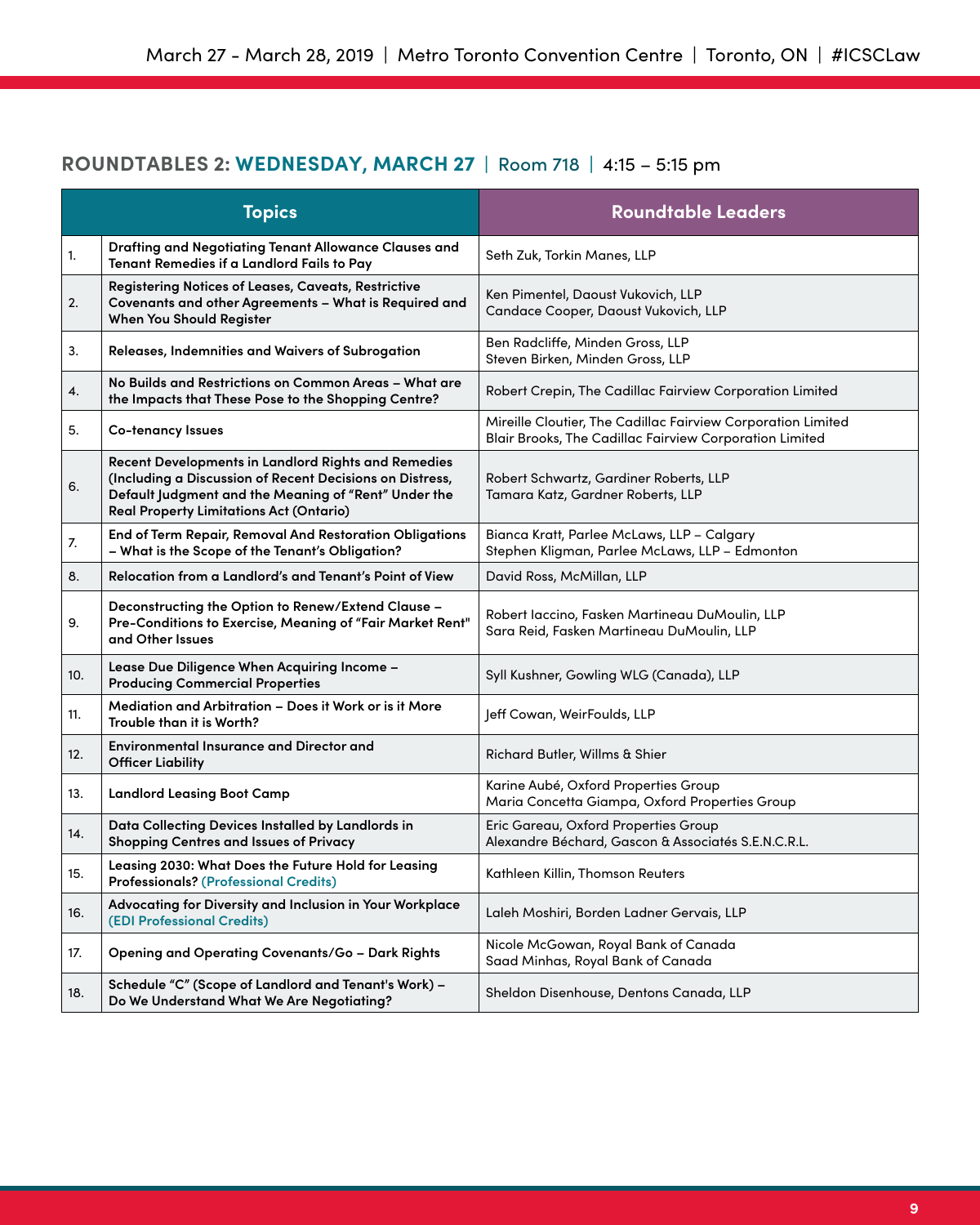## ROUNDTABLES 2: WEDNESDAY, MARCH 27 | Room 718 | 4:15 – 5:15 pm

| | Topics | Roundtable Leaders |
|---|---|---|
| 1. | **Drafting and Negotiating Tenant Allowance Clauses and Tenant Remedies if a Landlord Fails to Pay** | Seth Zuk, Torkin Manes, LLP |
| 2. | **Registering Notices of Leases, Caveats, Restrictive Covenants and other Agreements – What is Required and When You Should Register** | Ken Pimentel, Daoust Vukovich, LLP<br>Candace Cooper, Daoust Vukovich, LLP |
| 3. | **Releases, Indemnities and Waivers of Subrogation** | Ben Radcliffe, Minden Gross, LLP<br>Steven Birken, Minden Gross, LLP |
| 4. | **No Builds and Restrictions on Common Areas – What are the Impacts that These Pose to the Shopping Centre?** | Robert Crepin, The Cadillac Fairview Corporation Limited |
| 5. | **Co-tenancy Issues** | Mireille Cloutier, The Cadillac Fairview Corporation Limited<br>Blair Brooks, The Cadillac Fairview Corporation Limited |
| 6. | **Recent Developments in Landlord Rights and Remedies (Including a Discussion of Recent Decisions on Distress, Default Judgment and the Meaning of "Rent" Under the Real Property Limitations Act (Ontario)** | Robert Schwartz, Gardiner Roberts, LLP<br>Tamara Katz, Gardner Roberts, LLP |
| 7. | **End of Term Repair, Removal And Restoration Obligations – What is the Scope of the Tenant's Obligation?** | Bianca Kratt, Parlee McLaws, LLP – Calgary<br>Stephen Kligman, Parlee McLaws, LLP – Edmonton |
| 8. | **Relocation from a Landlord's and Tenant's Point of View** | David Ross, McMillan, LLP |
| 9. | **Deconstructing the Option to Renew/Extend Clause – Pre-Conditions to Exercise, Meaning of "Fair Market Rent" and Other Issues** | Robert Iaccino, Fasken Martineau DuMoulin, LLP<br>Sara Reid, Fasken Martineau DuMoulin, LLP |
| 10. | **Lease Due Diligence When Acquiring Income – Producing Commercial Properties** | Syll Kushner, Gowling WLG (Canada), LLP |
| 11. | **Mediation and Arbitration – Does it Work or is it More Trouble than it is Worth?** | Jeff Cowan, WeirFoulds, LLP |
| 12. | **Environmental Insurance and Director and Officer Liability** | Richard Butler, Willms & Shier |
| 13. | **Landlord Leasing Boot Camp** | Karine Aubé, Oxford Properties Group<br>Maria Concetta Giampa, Oxford Properties Group |
| 14. | **Data Collecting Devices Installed by Landlords in Shopping Centres and Issues of Privacy** | Eric Gareau, Oxford Properties Group<br>Alexandre Béchard, Gascon & Associatés S.E.N.C.R.L. |
| 15. | **Leasing 2030: What Does the Future Hold for Leasing Professionals? (Professional Credits)** | Kathleen Killin, Thomson Reuters |
| 16. | **Advocating for Diversity and Inclusion in Your Workplace (EDI Professional Credits)** | Laleh Moshiri, Borden Ladner Gervais, LLP |
| 17. | **Opening and Operating Covenants/Go – Dark Rights** | Nicole McGowan, Royal Bank of Canada<br>Saad Minhas, Royal Bank of Canada |
| 18. | **Schedule "C" (Scope of Landlord and Tenant's Work) – Do We Understand What We Are Negotiating?** | Sheldon Disenhouse, Dentons Canada, LLP |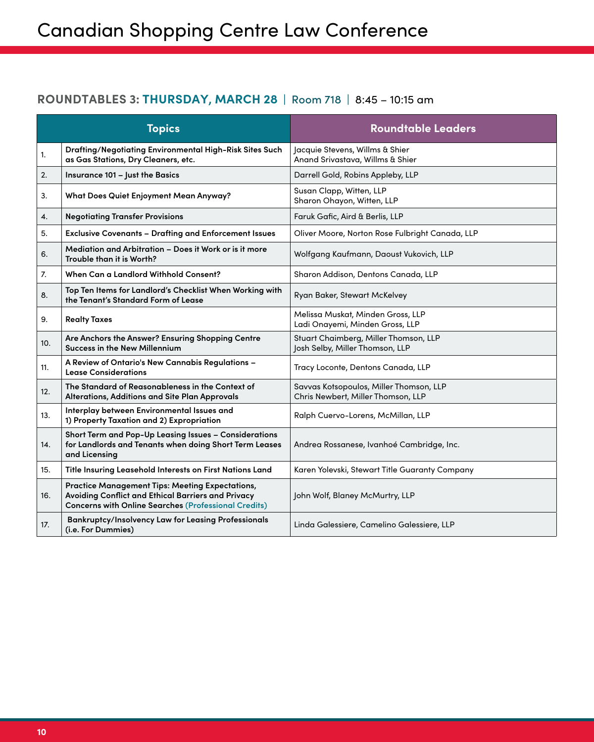# Canadian Shopping Centre Law Conference

## ROUNDTABLES 3: THURSDAY, MARCH 28 | Room 718 | 8:45 – 10:15 am

| | Topics | Roundtable Leaders |
|---|---|---|
| 1. | **Drafting/Negotiating Environmental High-Risk Sites Such as Gas Stations, Dry Cleaners, etc.** | Jacquie Stevens, Willms & Shier<br>Anand Srivastava, Willms & Shier |
| 2. | **Insurance 101 – Just the Basics** | Darrell Gold, Robins Appleby, LLP |
| 3. | **What Does Quiet Enjoyment Mean Anyway?** | Susan Clapp, Witten, LLP<br>Sharon Ohayon, Witten, LLP |
| 4. | **Negotiating Transfer Provisions** | Faruk Gafic, Aird & Berlis, LLP |
| 5. | **Exclusive Covenants – Drafting and Enforcement Issues** | Oliver Moore, Norton Rose Fulbright Canada, LLP |
| 6. | **Mediation and Arbitration – Does it Work or is it more Trouble than it is Worth?** | Wolfgang Kaufmann, Daoust Vukovich, LLP |
| 7. | **When Can a Landlord Withhold Consent?** | Sharon Addison, Dentons Canada, LLP |
| 8. | **Top Ten Items for Landlord's Checklist When Working with the Tenant's Standard Form of Lease** | Ryan Baker, Stewart McKelvey |
| 9. | **Realty Taxes** | Melissa Muskat, Minden Gross, LLP<br>Ladi Onayemi, Minden Gross, LLP |
| 10. | **Are Anchors the Answer? Ensuring Shopping Centre Success in the New Millennium** | Stuart Chaimberg, Miller Thomson, LLP<br>Josh Selby, Miller Thomson, LLP |
| 11. | **A Review of Ontario's New Cannabis Regulations – Lease Considerations** | Tracy Loconte, Dentons Canada, LLP |
| 12. | **The Standard of Reasonableness in the Context of Alterations, Additions and Site Plan Approvals** | Savvas Kotsopoulos, Miller Thomson, LLP<br>Chris Newbert, Miller Thomson, LLP |
| 13. | **Interplay between Environmental Issues and 1) Property Taxation and 2) Expropriation** | Ralph Cuervo-Lorens, McMillan, LLP |
| 14. | **Short Term and Pop-Up Leasing Issues – Considerations for Landlords and Tenants when doing Short Term Leases and Licensing** | Andrea Rossanese, Ivanhoé Cambridge, Inc. |
| 15. | **Title Insuring Leasehold Interests on First Nations Land** | Karen Yolevski, Stewart Title Guaranty Company |
| 16. | **Practice Management Tips: Meeting Expectations, Avoiding Conflict and Ethical Barriers and Privacy Concerns with Online Searches (Professional Credits)** | John Wolf, Blaney McMurtry, LLP |
| 17. | **Bankruptcy/Insolvency Law for Leasing Professionals (i.e. For Dummies)** | Linda Galessiere, Camelino Galessiere, LLP |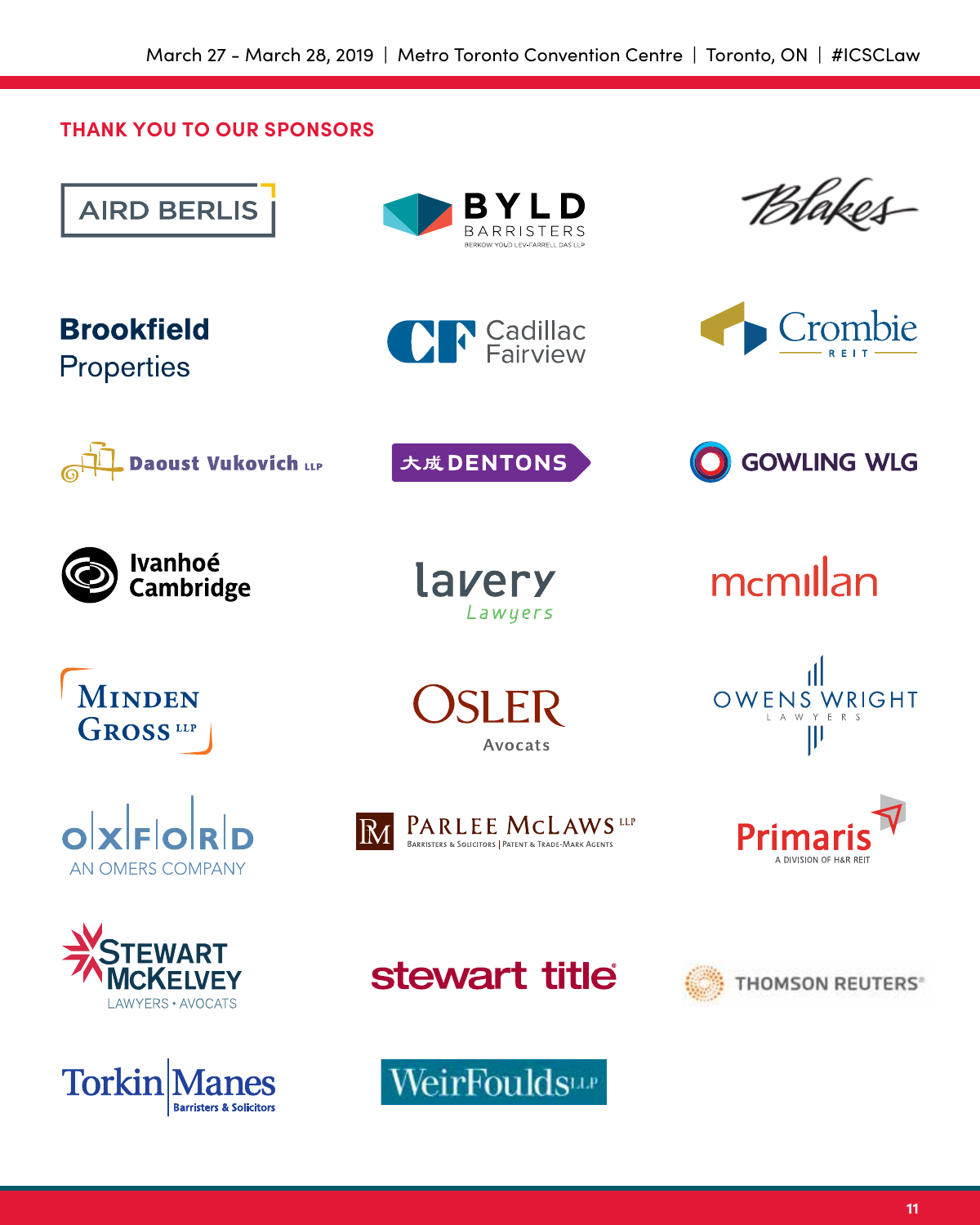## THANK YOU TO OUR SPONSORS

AIRD BERLIS

BYLD BARRISTERS
BERKOW YOUD LEV-FARRELL DAS LLP

Blakes

Brookfield Properties

Cadillac Fairview

Crombie REIT

Daoust Vukovich LLP

大成 DENTONS

GOWLING WLG

Ivanhoé Cambridge

lavery Lawyers

mcmillan

MINDEN GROSS LLP

OSLER Avocats

OWENS WRIGHT LAWYERS

OXFORD AN OMERS COMPANY

PARLEE McLAWS LLP
BARRISTERS & SOLICITORS | PATENT & TRADE-MARK AGENTS

Primaris
A DIVISION OF H&R REIT

STEWART McKELVEY
LAWYERS • AVOCATS

stewart title

THOMSON REUTERS

TorkinManes
Barristers & Solicitors

WeirFoulds LLP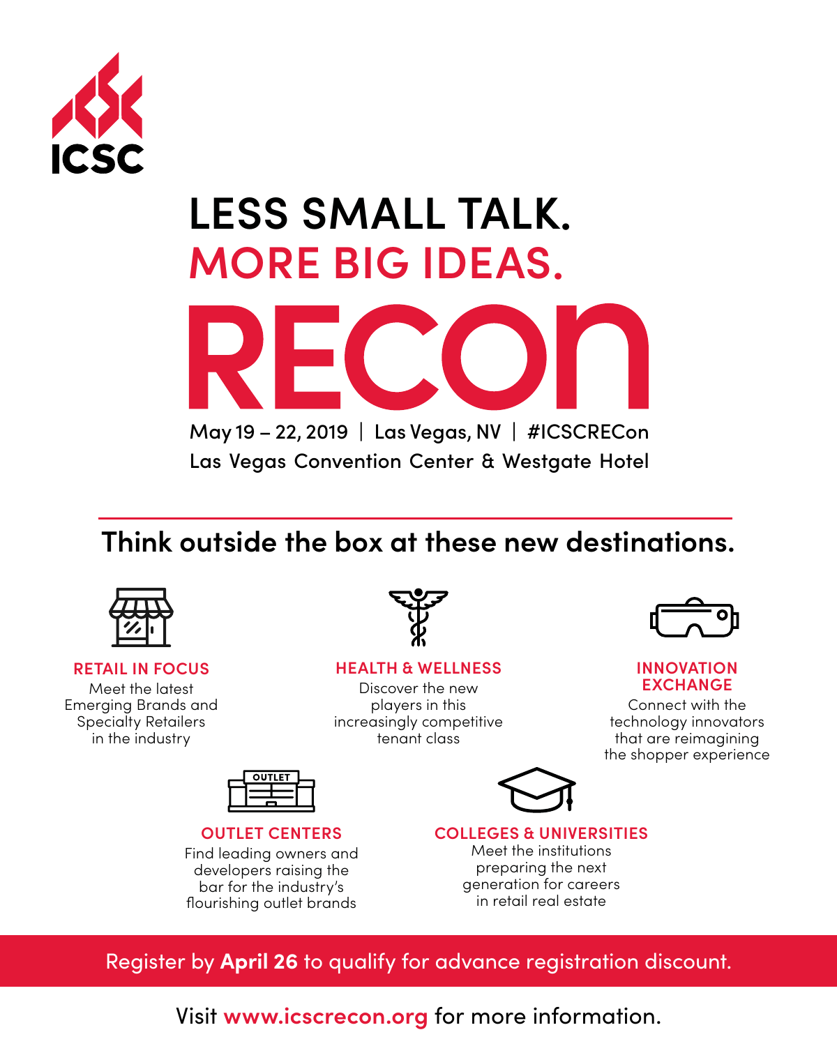ICSC

# LESS SMALL TALK.
# MORE BIG IDEAS.

# RECON

May 19 – 22, 2019 | Las Vegas, NV | #ICSCRECon

Las Vegas Convention Center & Westgate Hotel

## Think outside the box at these new destinations.

**RETAIL IN FOCUS**

Meet the latest Emerging Brands and Specialty Retailers in the industry

**HEALTH & WELLNESS**

Discover the new players in this increasingly competitive tenant class

**INNOVATION EXCHANGE**

Connect with the technology innovators that are reimagining the shopper experience

**OUTLET CENTERS**

Find leading owners and developers raising the bar for the industry's flourishing outlet brands

**COLLEGES & UNIVERSITIES**

Meet the institutions preparing the next generation for careers in retail real estate

Register by **April 26** to qualify for advance registration discount.

Visit **www.icscrecon.org** for more information.